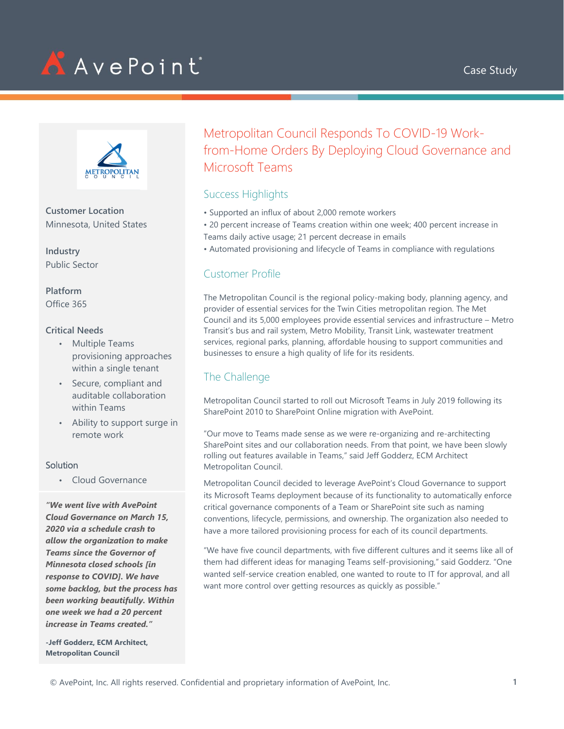AvePoint

Case Study

# Metropolitan Council Responds To COVID-19 Work-from-Home Orders By Deploying Cloud Governance and Microsoft Teams

**Customer Location**
Minnesota, United States

**Industry**
Public Sector

**Platform**
Office 365

**Critical Needs**
- Multiple Teams provisioning approaches within a single tenant
- Secure, compliant and auditable collaboration within Teams
- Ability to support surge in remote work

**Solution**
- Cloud Governance

***"We went live with AvePoint Cloud Governance on March 15, 2020 via a schedule crash to allow the organization to make Teams since the Governor of Minnesota closed schools [in response to COVID]. We have some backlog, but the process has been working beautifully. Within one week we had a 20 percent increase in Teams created."***

**-Jeff Godderz, ECM Architect, Metropolitan Council**

## Success Highlights

- Supported an influx of about 2,000 remote workers
- 20 percent increase of Teams creation within one week; 400 percent increase in Teams daily active usage; 21 percent decrease in emails
- Automated provisioning and lifecycle of Teams in compliance with regulations

## Customer Profile

The Metropolitan Council is the regional policy-making body, planning agency, and provider of essential services for the Twin Cities metropolitan region. The Met Council and its 5,000 employees provide essential services and infrastructure – Metro Transit's bus and rail system, Metro Mobility, Transit Link, wastewater treatment services, regional parks, planning, affordable housing to support communities and businesses to ensure a high quality of life for its residents.

## The Challenge

Metropolitan Council started to roll out Microsoft Teams in July 2019 following its SharePoint 2010 to SharePoint Online migration with AvePoint.

"Our move to Teams made sense as we were re-organizing and re-architecting SharePoint sites and our collaboration needs. From that point, we have been slowly rolling out features available in Teams," said Jeff Godderz, ECM Architect Metropolitan Council.

Metropolitan Council decided to leverage AvePoint's Cloud Governance to support its Microsoft Teams deployment because of its functionality to automatically enforce critical governance components of a Team or SharePoint site such as naming conventions, lifecycle, permissions, and ownership. The organization also needed to have a more tailored provisioning process for each of its council departments.

"We have five council departments, with five different cultures and it seems like all of them had different ideas for managing Teams self-provisioning," said Godderz. "One wanted self-service creation enabled, one wanted to route to IT for approval, and all want more control over getting resources as quickly as possible."

© AvePoint, Inc. All rights reserved. Confidential and proprietary information of AvePoint, Inc.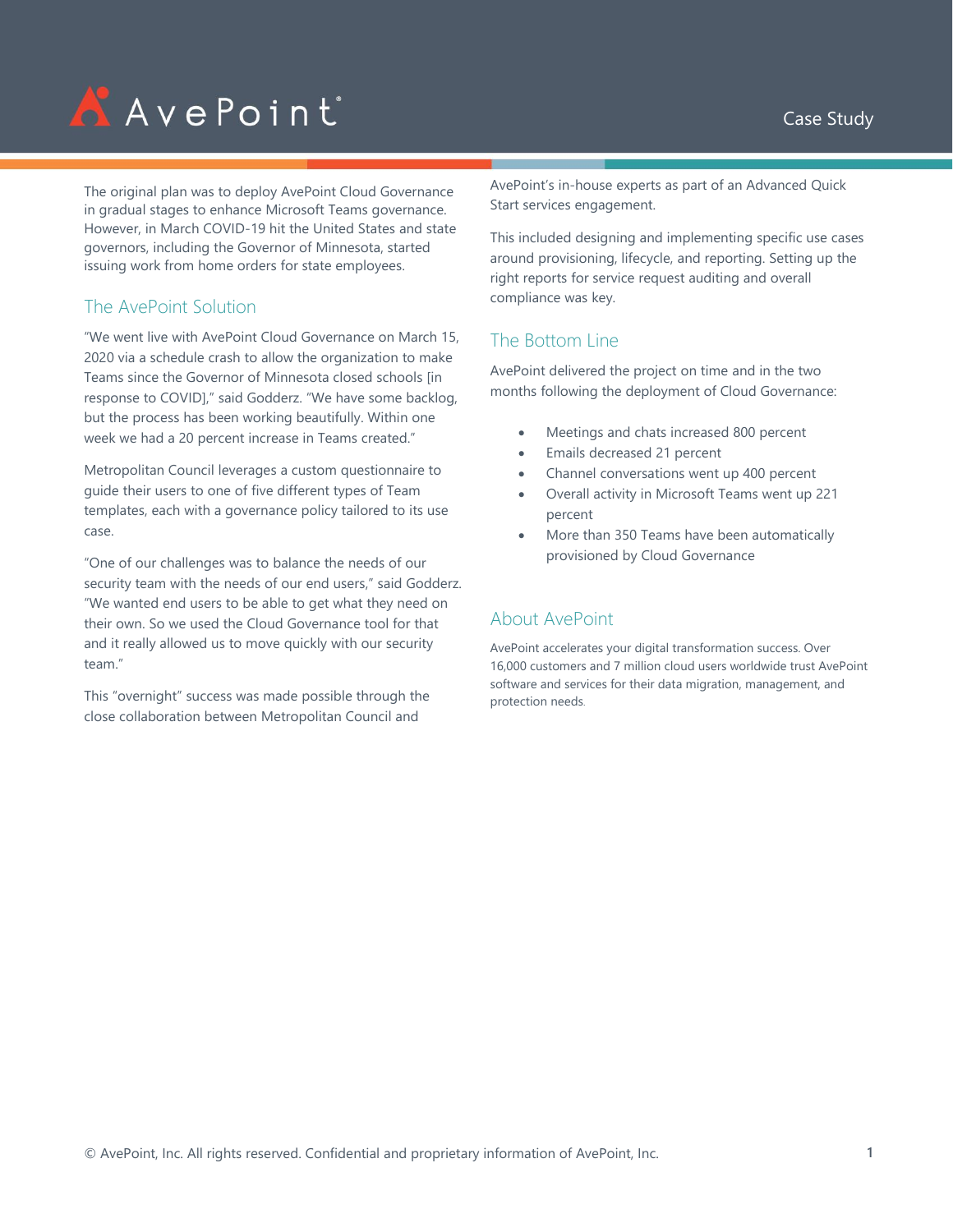The original plan was to deploy AvePoint Cloud Governance in gradual stages to enhance Microsoft Teams governance. However, in March COVID-19 hit the United States and state governors, including the Governor of Minnesota, started issuing work from home orders for state employees.

## The AvePoint Solution

"We went live with AvePoint Cloud Governance on March 15, 2020 via a schedule crash to allow the organization to make Teams since the Governor of Minnesota closed schools [in response to COVID]," said Godderz. "We have some backlog, but the process has been working beautifully. Within one week we had a 20 percent increase in Teams created."

Metropolitan Council leverages a custom questionnaire to guide their users to one of five different types of Team templates, each with a governance policy tailored to its use case.

"One of our challenges was to balance the needs of our security team with the needs of our end users," said Godderz. "We wanted end users to be able to get what they need on their own. So we used the Cloud Governance tool for that and it really allowed us to move quickly with our security team."

This "overnight" success was made possible through the close collaboration between Metropolitan Council and AvePoint's in-house experts as part of an Advanced Quick Start services engagement.

This included designing and implementing specific use cases around provisioning, lifecycle, and reporting. Setting up the right reports for service request auditing and overall compliance was key.

## The Bottom Line

AvePoint delivered the project on time and in the two months following the deployment of Cloud Governance:

- Meetings and chats increased 800 percent
- Emails decreased 21 percent
- Channel conversations went up 400 percent
- Overall activity in Microsoft Teams went up 221 percent
- More than 350 Teams have been automatically provisioned by Cloud Governance

## About AvePoint

AvePoint accelerates your digital transformation success. Over 16,000 customers and 7 million cloud users worldwide trust AvePoint software and services for their data migration, management, and protection needs.